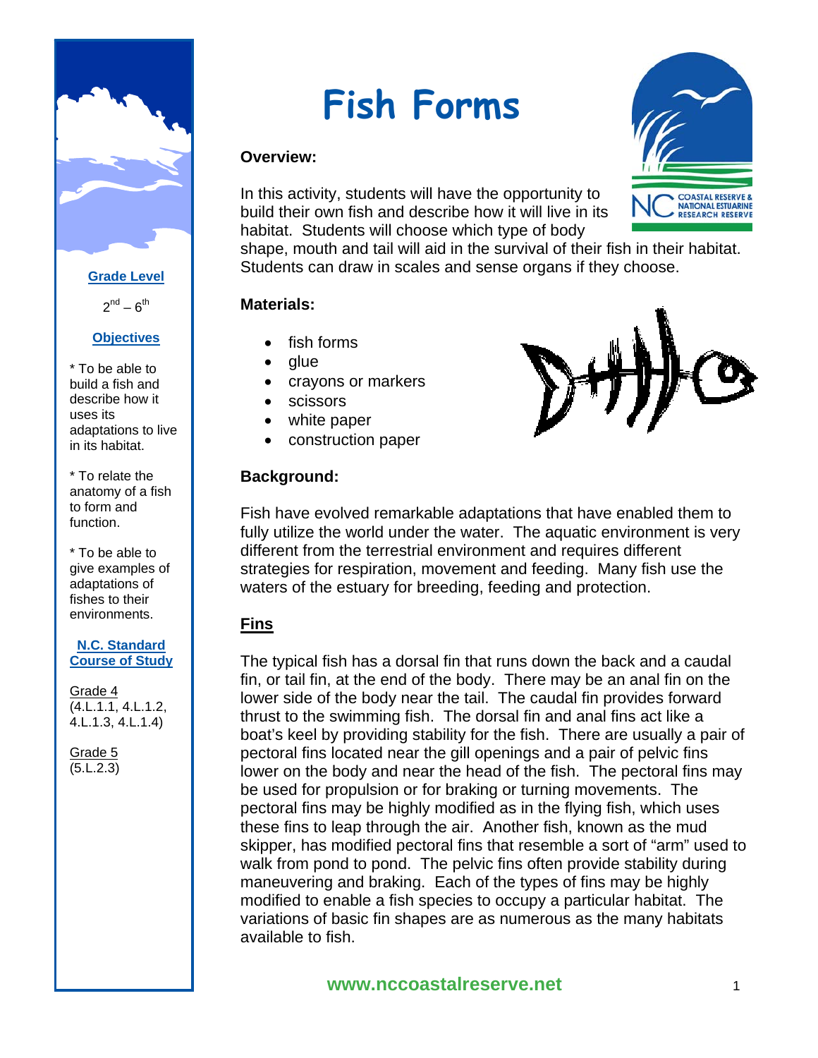# Fish Forms

**Grade Level**

$2^{nd} – 6^{th}$

**Objectives**

* To be able to build a fish and describe how it uses its adaptations to live in its habitat.

* To relate the anatomy of a fish to form and function.

* To be able to give examples of adaptations of fishes to their environments.

**N.C. Standard Course of Study**

Grade 4
(4.L.1.1, 4.L.1.2, 4.L.1.3, 4.L.1.4)

Grade 5
(5.L.2.3)

## Overview:

In this activity, students will have the opportunity to build their own fish and describe how it will live in its habitat. Students will choose which type of body shape, mouth and tail will aid in the survival of their fish in their habitat. Students can draw in scales and sense organs if they choose.

## Materials:

- fish forms
- glue
- crayons or markers
- scissors
- white paper
- construction paper

## Background:

Fish have evolved remarkable adaptations that have enabled them to fully utilize the world under the water. The aquatic environment is very different from the terrestrial environment and requires different strategies for respiration, movement and feeding. Many fish use the waters of the estuary for breeding, feeding and protection.

### Fins

The typical fish has a dorsal fin that runs down the back and a caudal fin, or tail fin, at the end of the body. There may be an anal fin on the lower side of the body near the tail. The caudal fin provides forward thrust to the swimming fish. The dorsal fin and anal fins act like a boat's keel by providing stability for the fish. There are usually a pair of pectoral fins located near the gill openings and a pair of pelvic fins lower on the body and near the head of the fish. The pectoral fins may be used for propulsion or for braking or turning movements. The pectoral fins may be highly modified as in the flying fish, which uses these fins to leap through the air. Another fish, known as the mud skipper, has modified pectoral fins that resemble a sort of "arm" used to walk from pond to pond. The pelvic fins often provide stability during maneuvering and braking. Each of the types of fins may be highly modified to enable a fish species to occupy a particular habitat. The variations of basic fin shapes are as numerous as the many habitats available to fish.

www.nccoastalreserve.net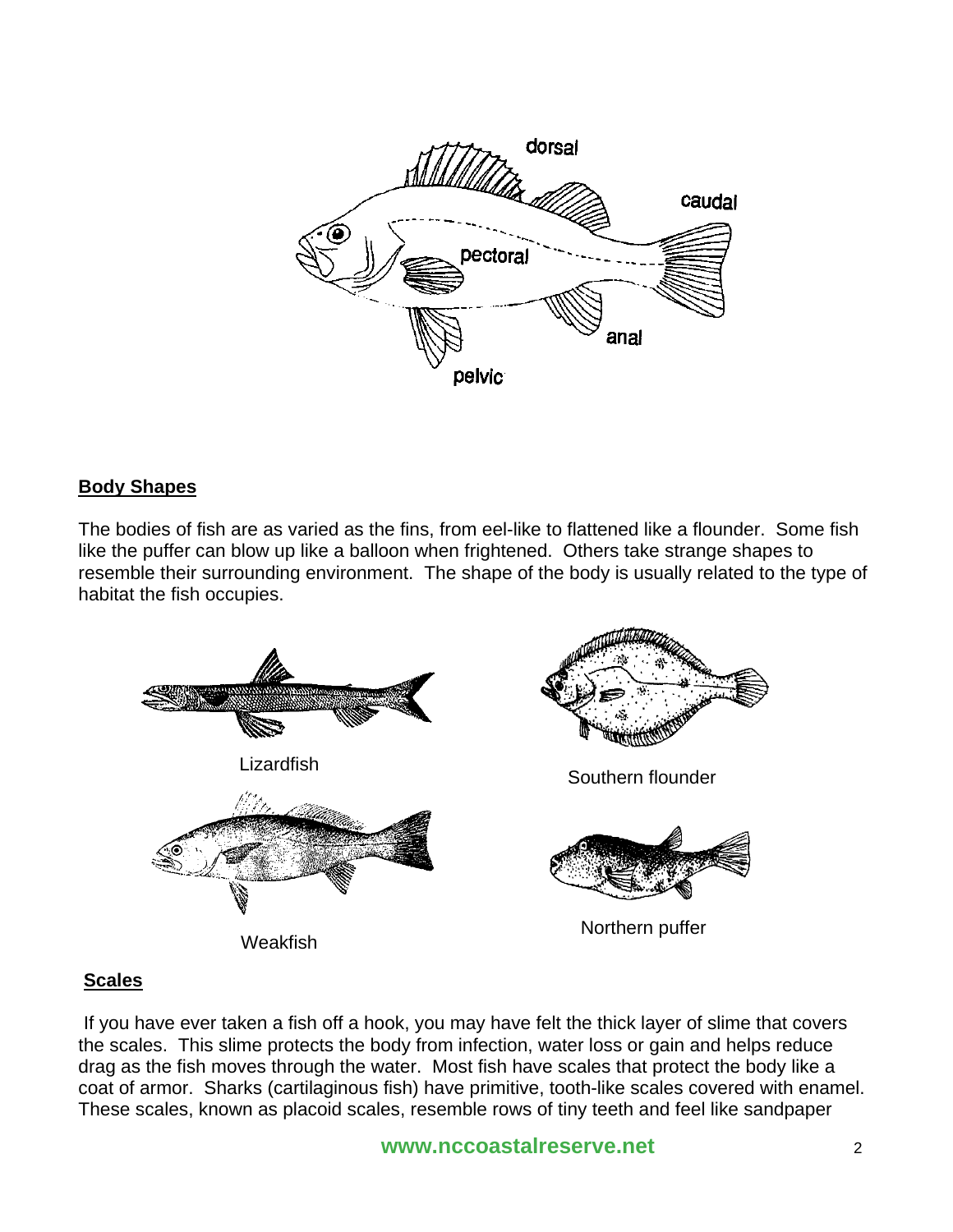dorsal

caudal

pectoral

anal

pelvic

**Body Shapes**

The bodies of fish are as varied as the fins, from eel-like to flattened like a flounder. Some fish like the puffer can blow up like a balloon when frightened. Others take strange shapes to resemble their surrounding environment. The shape of the body is usually related to the type of habitat the fish occupies.

Lizardfish

Southern flounder

Weakfish

Northern puffer

**Scales**

If you have ever taken a fish off a hook, you may have felt the thick layer of slime that covers the scales. This slime protects the body from infection, water loss or gain and helps reduce drag as the fish moves through the water. Most fish have scales that protect the body like a coat of armor. Sharks (cartilaginous fish) have primitive, tooth-like scales covered with enamel. These scales, known as placoid scales, resemble rows of tiny teeth and feel like sandpaper

www.nccoastalreserve.net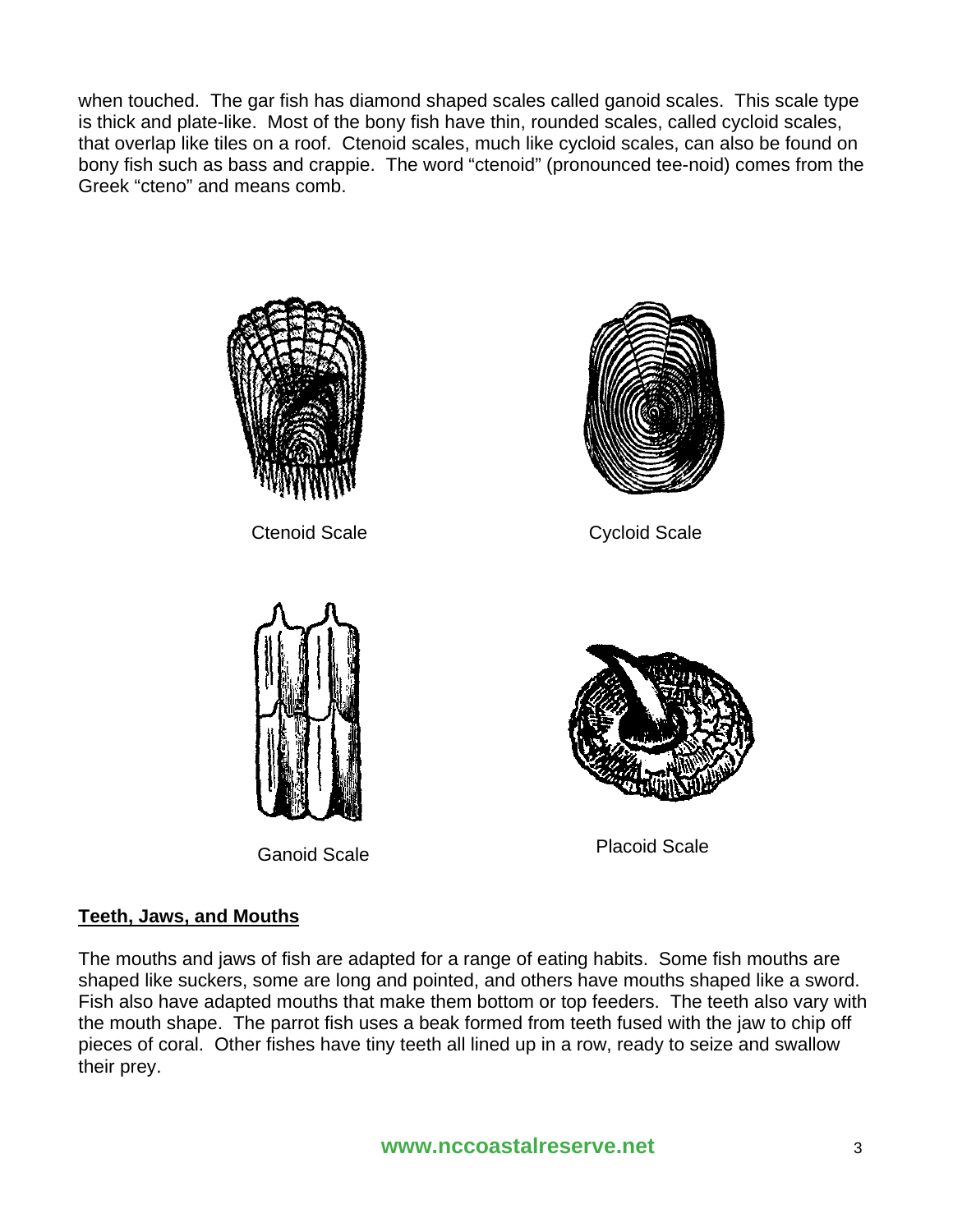when touched. The gar fish has diamond shaped scales called ganoid scales. This scale type is thick and plate-like. Most of the bony fish have thin, rounded scales, called cycloid scales, that overlap like tiles on a roof. Ctenoid scales, much like cycloid scales, can also be found on bony fish such as bass and crappie. The word "ctenoid" (pronounced tee-noid) comes from the Greek "cteno" and means comb.

Ctenoid Scale

Cycloid Scale

Ganoid Scale

Placoid Scale

## Teeth, Jaws, and Mouths

The mouths and jaws of fish are adapted for a range of eating habits. Some fish mouths are shaped like suckers, some are long and pointed, and others have mouths shaped like a sword. Fish also have adapted mouths that make them bottom or top feeders. The teeth also vary with the mouth shape. The parrot fish uses a beak formed from teeth fused with the jaw to chip off pieces of coral. Other fishes have tiny teeth all lined up in a row, ready to seize and swallow their prey.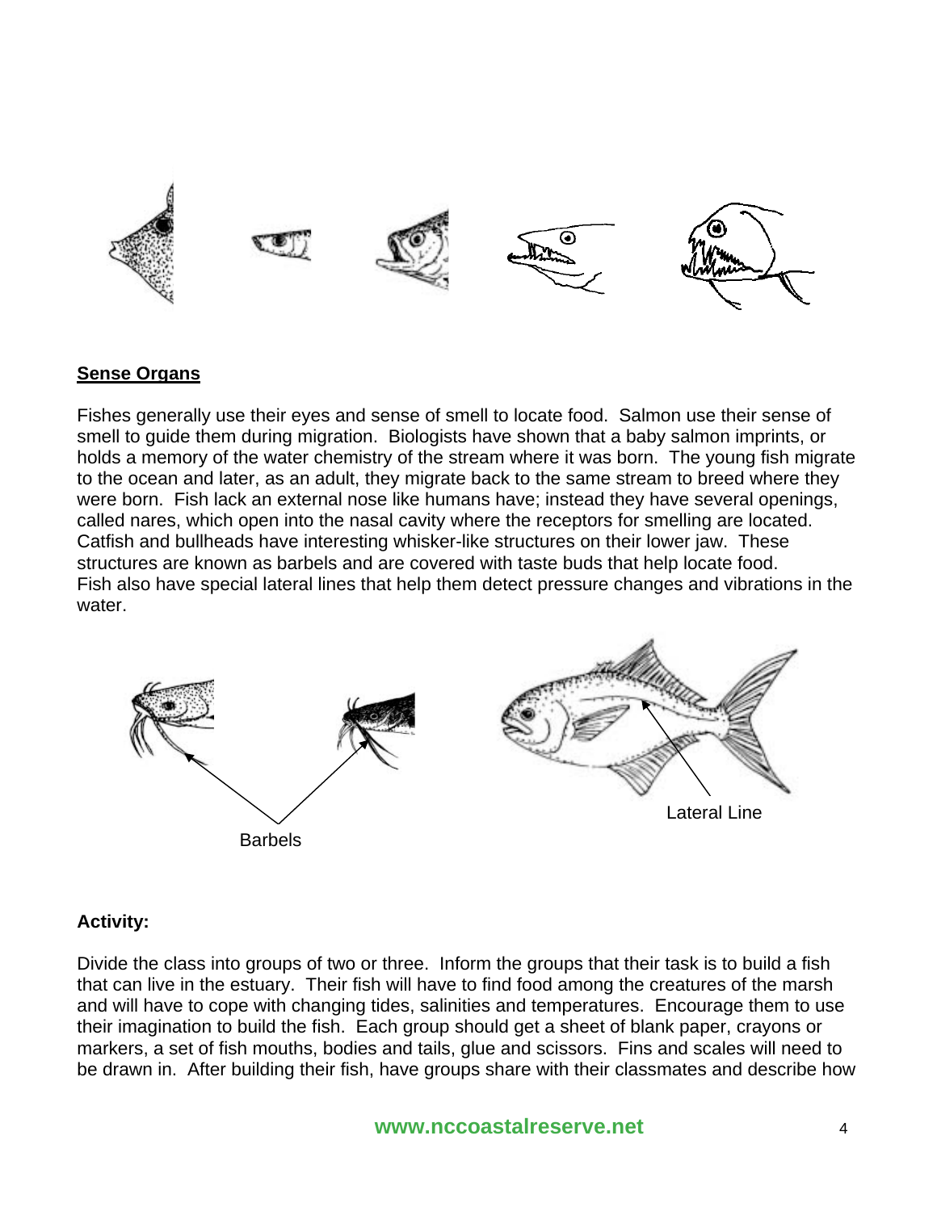## Sense Organs

Fishes generally use their eyes and sense of smell to locate food. Salmon use their sense of smell to guide them during migration. Biologists have shown that a baby salmon imprints, or holds a memory of the water chemistry of the stream where it was born. The young fish migrate to the ocean and later, as an adult, they migrate back to the same stream to breed where they were born. Fish lack an external nose like humans have; instead they have several openings, called nares, which open into the nasal cavity where the receptors for smelling are located. Catfish and bullheads have interesting whisker-like structures on their lower jaw. These structures are known as barbels and are covered with taste buds that help locate food. Fish also have special lateral lines that help them detect pressure changes and vibrations in the water.

Barbels

Lateral Line

**Activity:**

Divide the class into groups of two or three. Inform the groups that their task is to build a fish that can live in the estuary. Their fish will have to find food among the creatures of the marsh and will have to cope with changing tides, salinities and temperatures. Encourage them to use their imagination to build the fish. Each group should get a sheet of blank paper, crayons or markers, a set of fish mouths, bodies and tails, glue and scissors. Fins and scales will need to be drawn in. After building their fish, have groups share with their classmates and describe how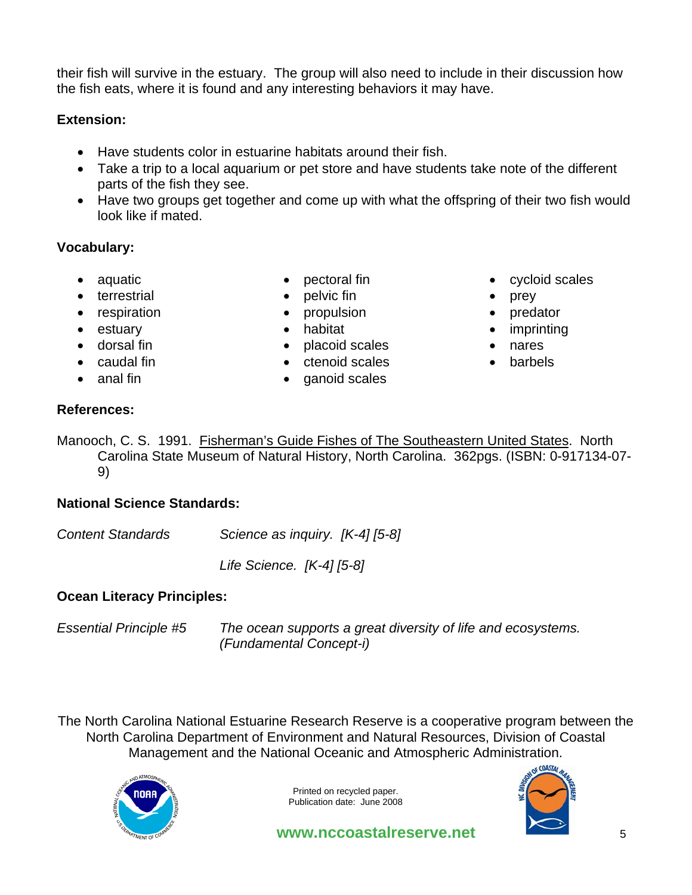their fish will survive in the estuary. The group will also need to include in their discussion how the fish eats, where it is found and any interesting behaviors it may have.

**Extension:**

- Have students color in estuarine habitats around their fish.
- Take a trip to a local aquarium or pet store and have students take note of the different parts of the fish they see.
- Have two groups get together and come up with what the offspring of their two fish would look like if mated.

**Vocabulary:**

- aquatic
- terrestrial
- respiration
- estuary
- dorsal fin
- caudal fin
- anal fin
- pectoral fin
- pelvic fin
- propulsion
- habitat
- placoid scales
- ctenoid scales
- ganoid scales
- cycloid scales
- prey
- predator
- imprinting
- nares
- barbels

**References:**

Manooch, C. S. 1991. Fisherman's Guide Fishes of The Southeastern United States. North Carolina State Museum of Natural History, North Carolina. 362pgs. (ISBN: 0-917134-07-9)

**National Science Standards:**

*Content Standards* *Science as inquiry. [K-4] [5-8]*

*Life Science. [K-4] [5-8]*

**Ocean Literacy Principles:**

*Essential Principle #5* *The ocean supports a great diversity of life and ecosystems. (Fundamental Concept-i)*

The North Carolina National Estuarine Research Reserve is a cooperative program between the North Carolina Department of Environment and Natural Resources, Division of Coastal Management and the National Oceanic and Atmospheric Administration.

Printed on recycled paper.
Publication date: June 2008

www.nccoastalreserve.net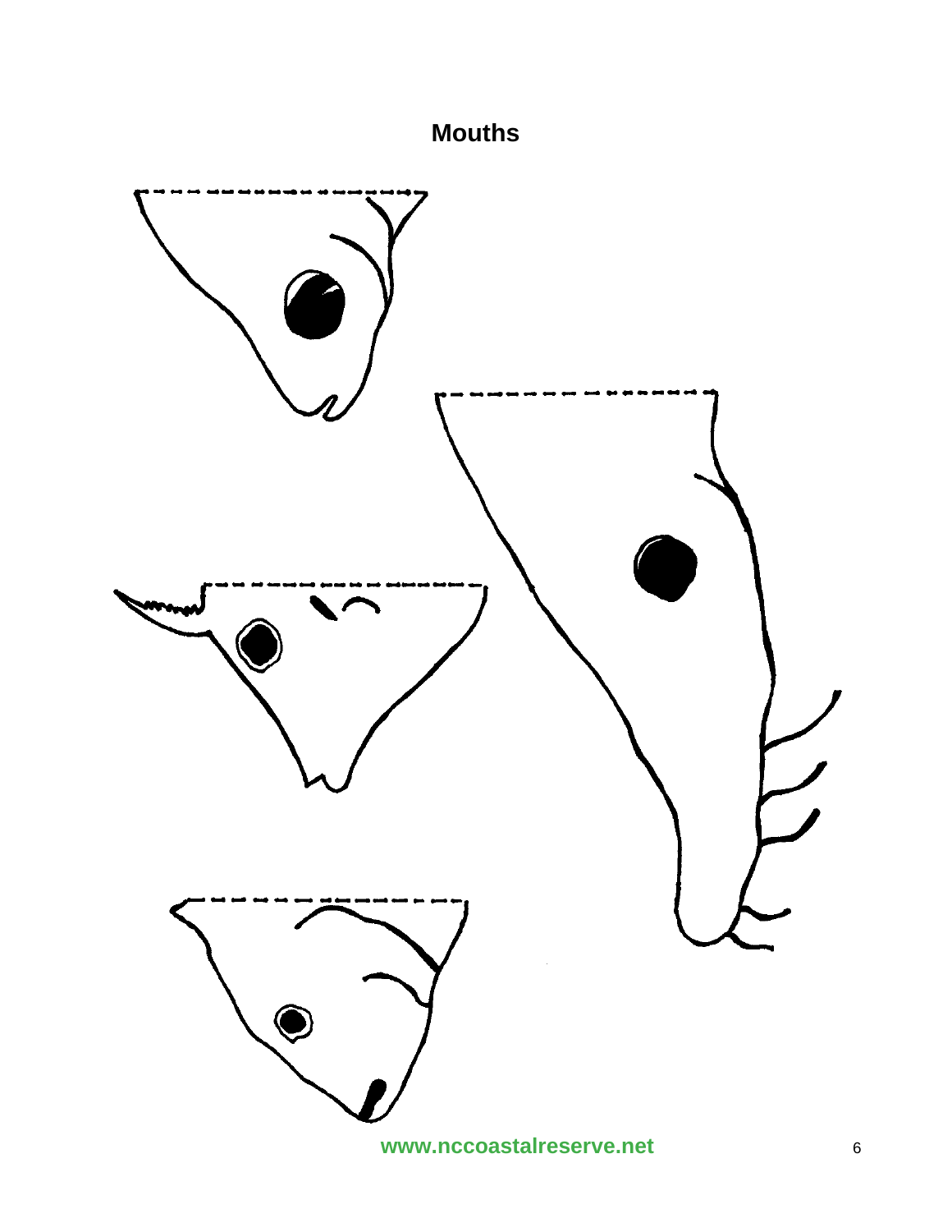# Mouths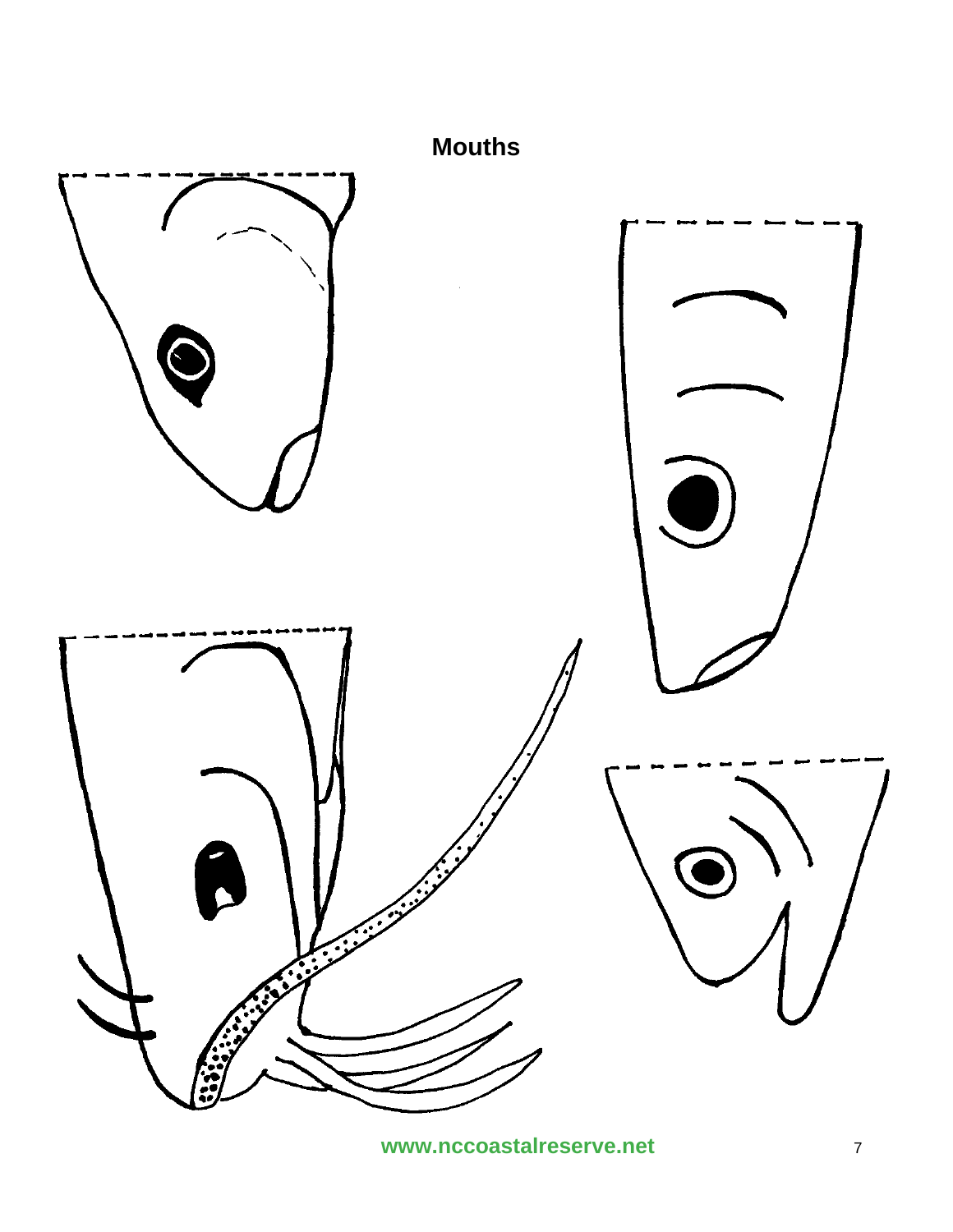# Mouths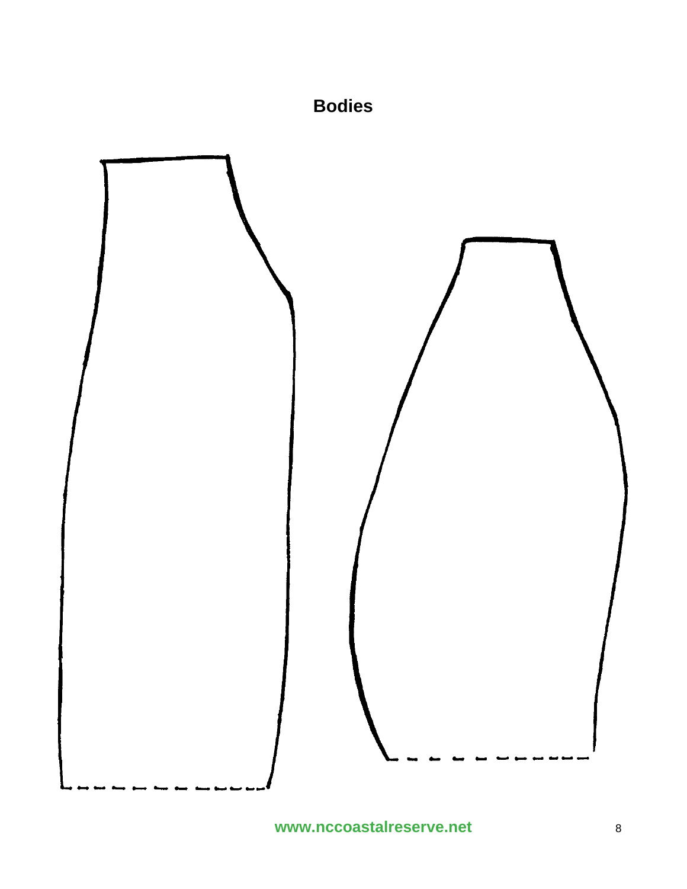**Bodies**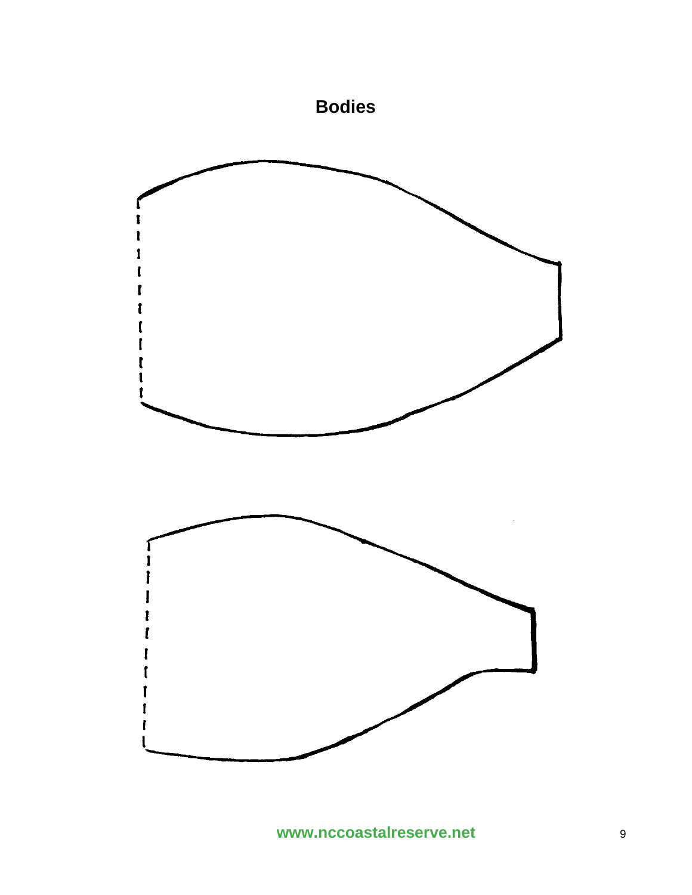## Bodies

www.nccoastalreserve.net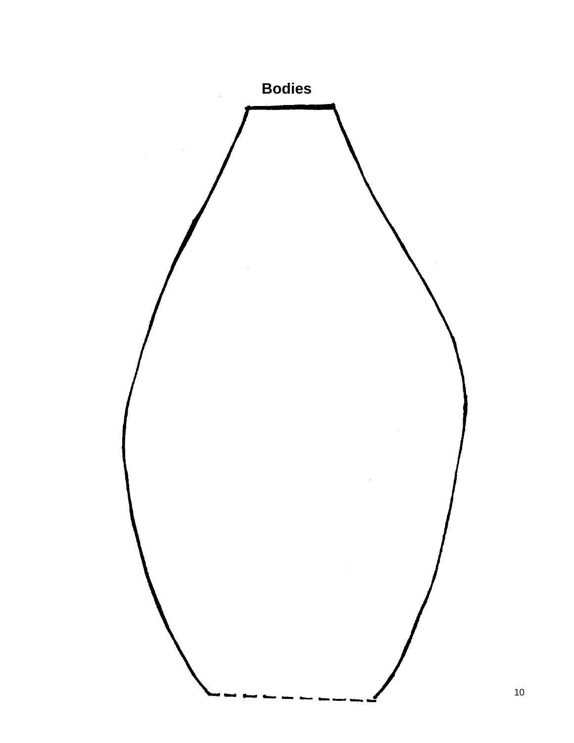# Bodies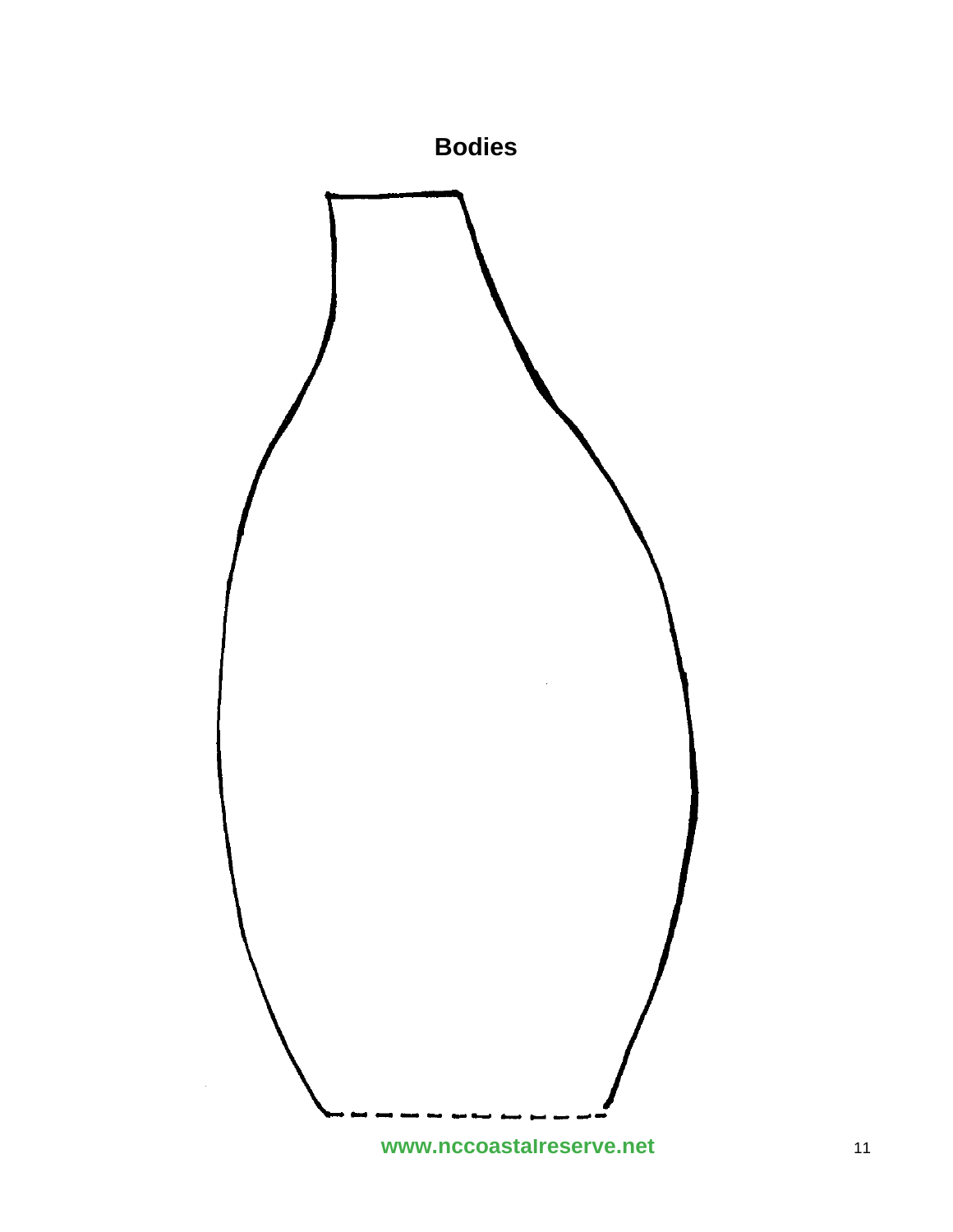## Bodies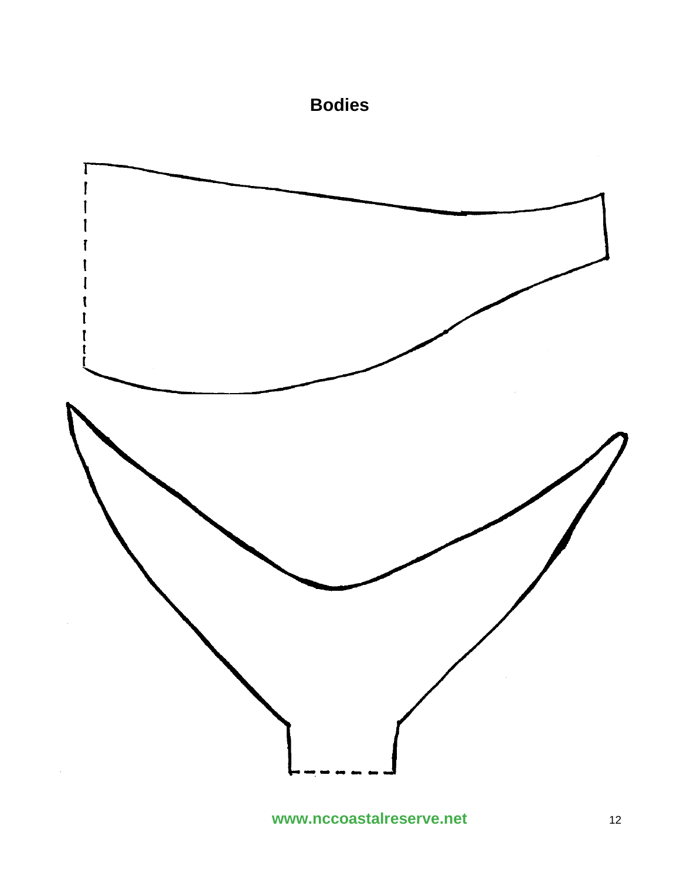# Bodies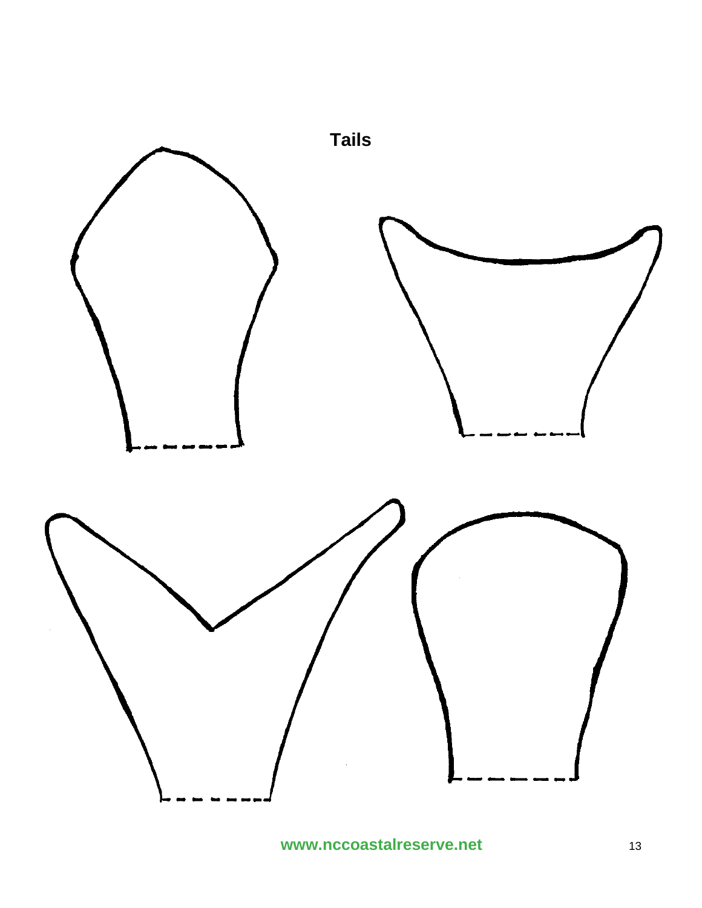# Tails

www.nccoastalreserve.net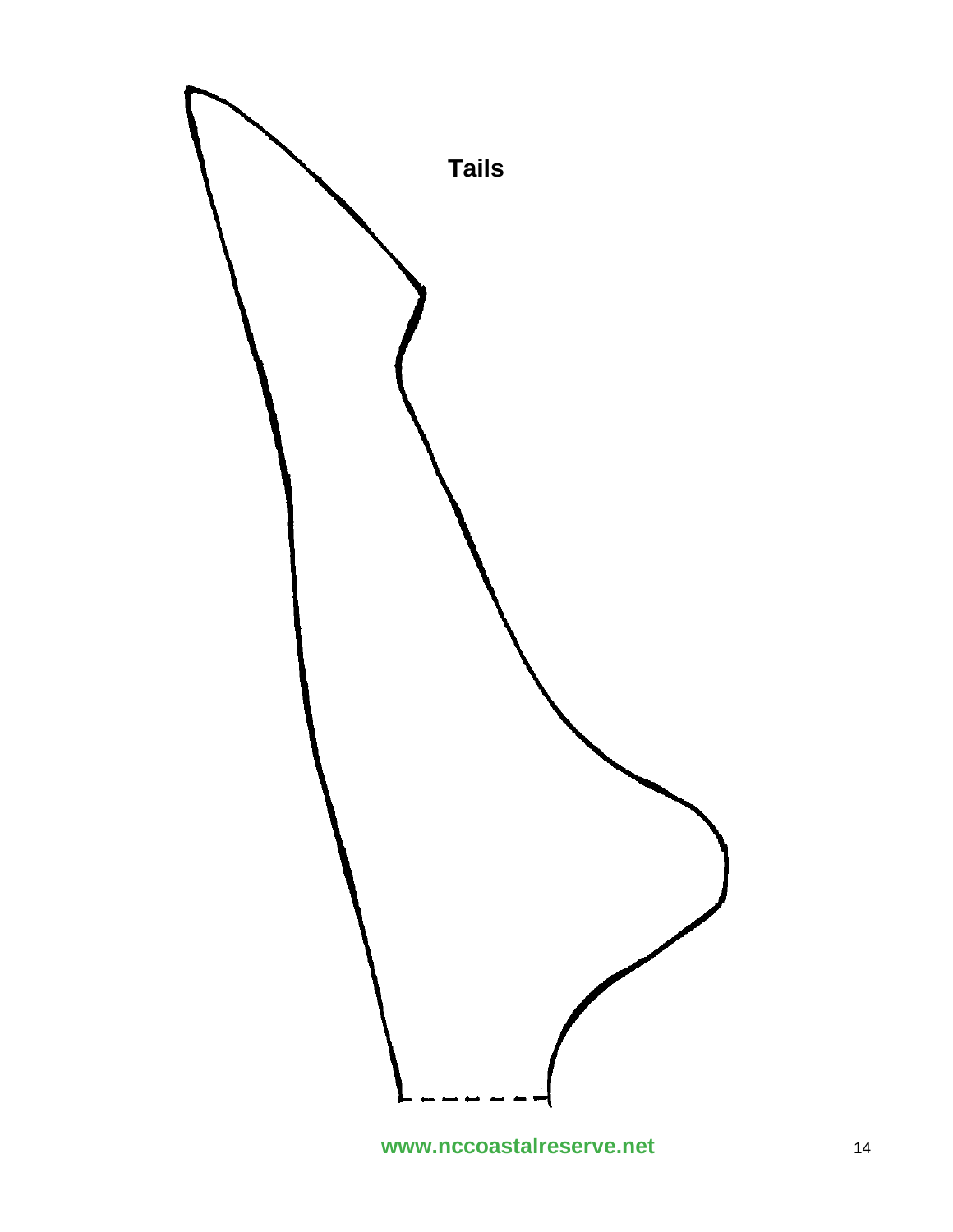**Tails**

www.nccoastalreserve.net